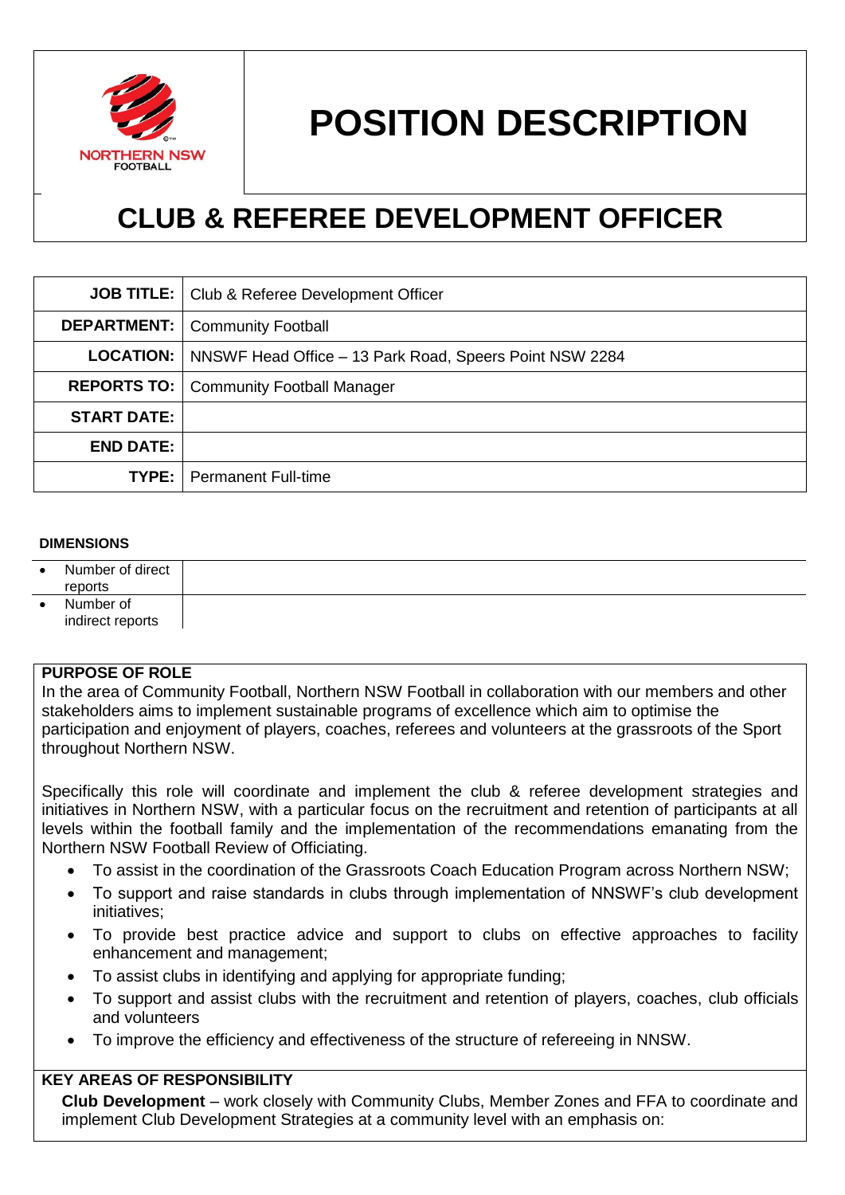NORTHERN NSW FOOTBALL

# POSITION DESCRIPTION

## CLUB & REFEREE DEVELOPMENT OFFICER

| | |
|---|---|
| **JOB TITLE:** | Club & Referee Development Officer |
| **DEPARTMENT:** | Community Football |
| **LOCATION:** | NNSWF Head Office – 13 Park Road, Speers Point NSW 2284 |
| **REPORTS TO:** | Community Football Manager |
| **START DATE:** | |
| **END DATE:** | |
| **TYPE:** | Permanent Full-time |

**DIMENSIONS**

| | |
|---|---|
| • Number of direct reports | |
| • Number of indirect reports | |

**PURPOSE OF ROLE**

In the area of Community Football, Northern NSW Football in collaboration with our members and other stakeholders aims to implement sustainable programs of excellence which aim to optimise the participation and enjoyment of players, coaches, referees and volunteers at the grassroots of the Sport throughout Northern NSW.

Specifically this role will coordinate and implement the club & referee development strategies and initiatives in Northern NSW, with a particular focus on the recruitment and retention of participants at all levels within the football family and the implementation of the recommendations emanating from the Northern NSW Football Review of Officiating.

- To assist in the coordination of the Grassroots Coach Education Program across Northern NSW;
- To support and raise standards in clubs through implementation of NNSWF's club development initiatives;
- To provide best practice advice and support to clubs on effective approaches to facility enhancement and management;
- To assist clubs in identifying and applying for appropriate funding;
- To support and assist clubs with the recruitment and retention of players, coaches, club officials and volunteers
- To improve the efficiency and effectiveness of the structure of refereeing in NNSW.

**KEY AREAS OF RESPONSIBILITY**

**Club Development** – work closely with Community Clubs, Member Zones and FFA to coordinate and implement Club Development Strategies at a community level with an emphasis on: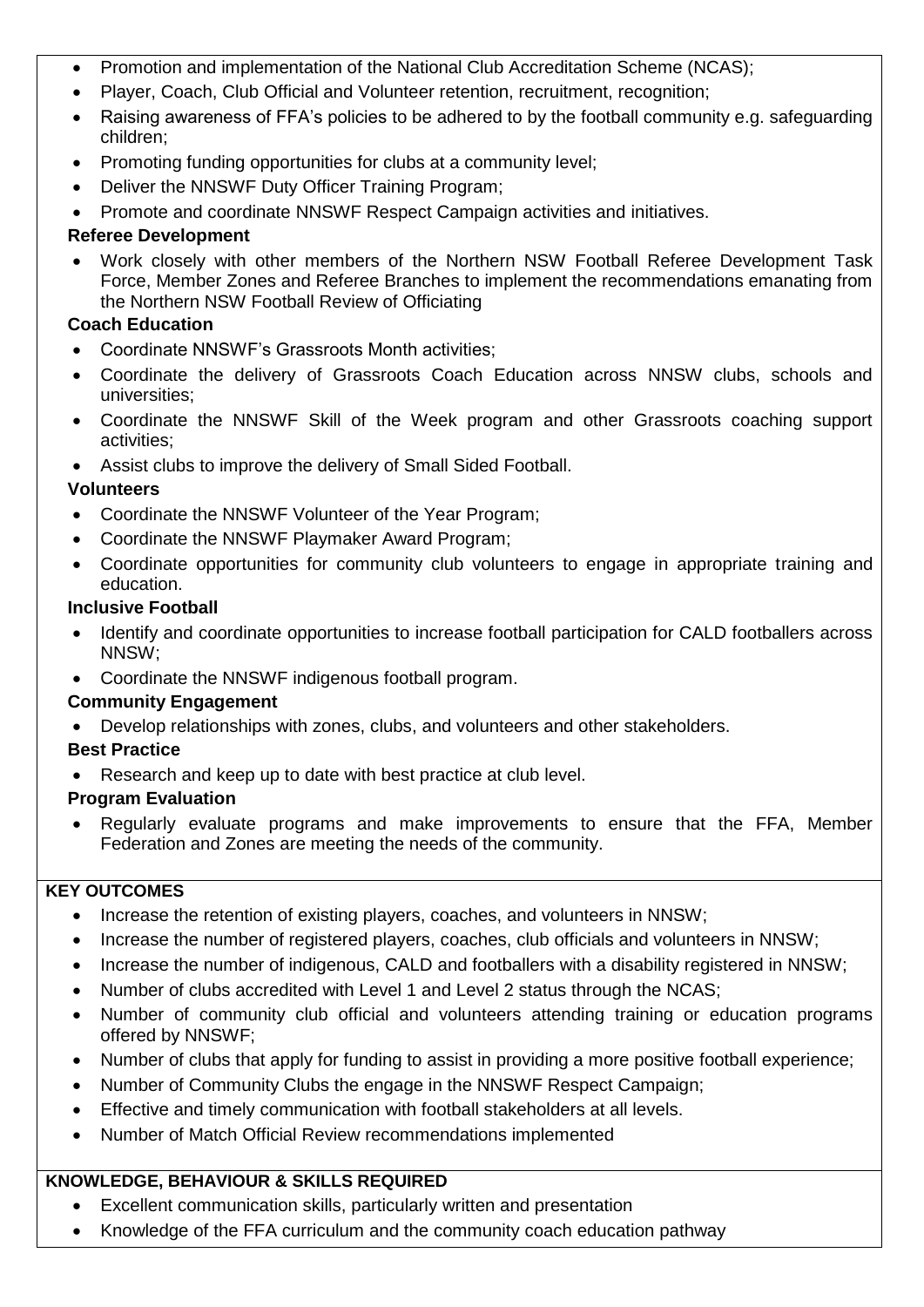- Promotion and implementation of the National Club Accreditation Scheme (NCAS);
- Player, Coach, Club Official and Volunteer retention, recruitment, recognition;
- Raising awareness of FFA's policies to be adhered to by the football community e.g. safeguarding children;
- Promoting funding opportunities for clubs at a community level;
- Deliver the NNSWF Duty Officer Training Program;
- Promote and coordinate NNSWF Respect Campaign activities and initiatives.

**Referee Development**

- Work closely with other members of the Northern NSW Football Referee Development Task Force, Member Zones and Referee Branches to implement the recommendations emanating from the Northern NSW Football Review of Officiating

**Coach Education**

- Coordinate NNSWF's Grassroots Month activities;
- Coordinate the delivery of Grassroots Coach Education across NNSW clubs, schools and universities;
- Coordinate the NNSWF Skill of the Week program and other Grassroots coaching support activities;
- Assist clubs to improve the delivery of Small Sided Football.

**Volunteers**

- Coordinate the NNSWF Volunteer of the Year Program;
- Coordinate the NNSWF Playmaker Award Program;
- Coordinate opportunities for community club volunteers to engage in appropriate training and education.

**Inclusive Football**

- Identify and coordinate opportunities to increase football participation for CALD footballers across NNSW;
- Coordinate the NNSWF indigenous football program.

**Community Engagement**

- Develop relationships with zones, clubs, and volunteers and other stakeholders.

**Best Practice**

- Research and keep up to date with best practice at club level.

**Program Evaluation**

- Regularly evaluate programs and make improvements to ensure that the FFA, Member Federation and Zones are meeting the needs of the community.

**KEY OUTCOMES**

- Increase the retention of existing players, coaches, and volunteers in NNSW;
- Increase the number of registered players, coaches, club officials and volunteers in NNSW;
- Increase the number of indigenous, CALD and footballers with a disability registered in NNSW;
- Number of clubs accredited with Level 1 and Level 2 status through the NCAS;
- Number of community club official and volunteers attending training or education programs offered by NNSWF;
- Number of clubs that apply for funding to assist in providing a more positive football experience;
- Number of Community Clubs the engage in the NNSWF Respect Campaign;
- Effective and timely communication with football stakeholders at all levels.
- Number of Match Official Review recommendations implemented

**KNOWLEDGE, BEHAVIOUR & SKILLS REQUIRED**

- Excellent communication skills, particularly written and presentation
- Knowledge of the FFA curriculum and the community coach education pathway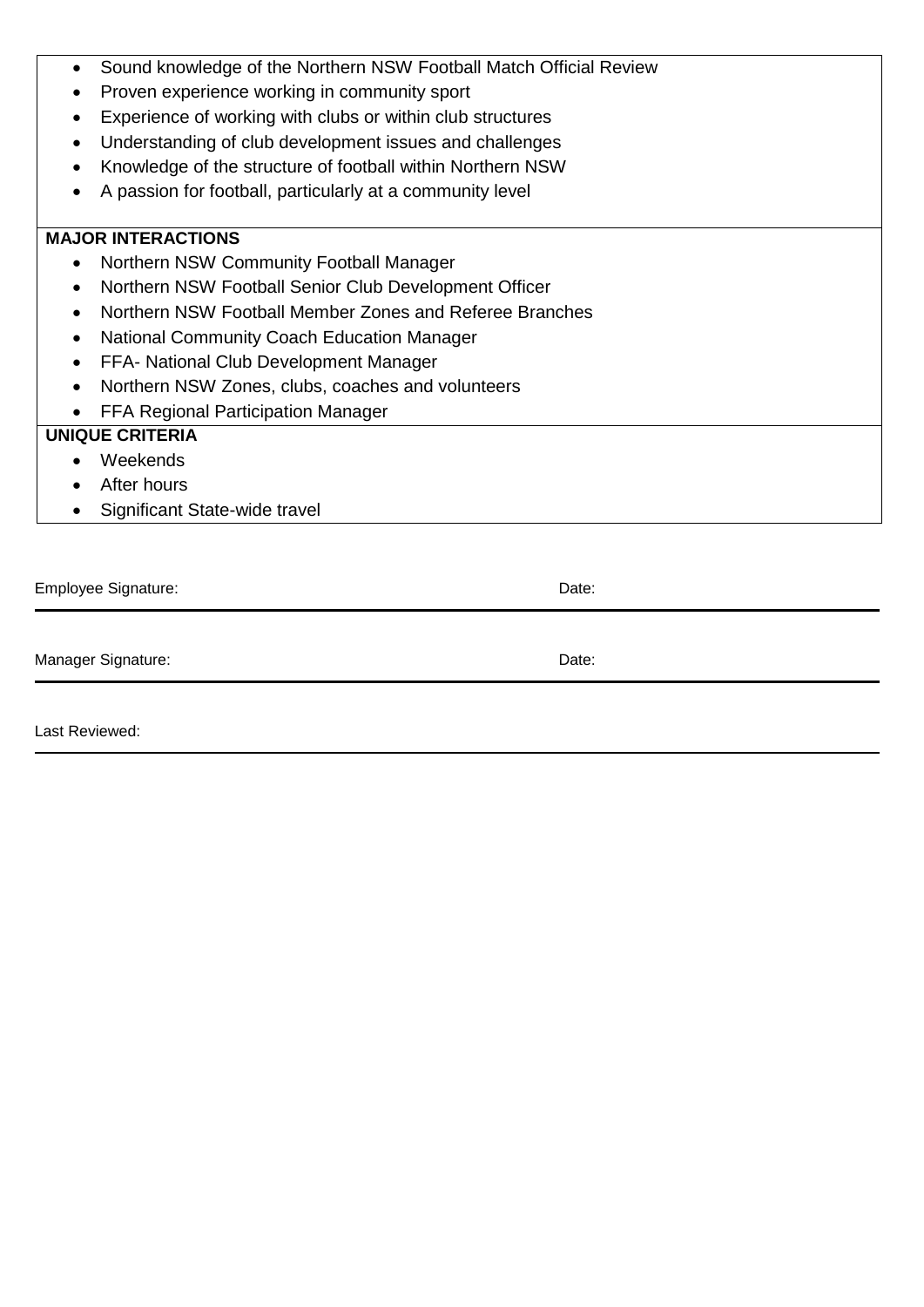- Sound knowledge of the Northern NSW Football Match Official Review
- Proven experience working in community sport
- Experience of working with clubs or within club structures
- Understanding of club development issues and challenges
- Knowledge of the structure of football within Northern NSW
- A passion for football, particularly at a community level

**MAJOR INTERACTIONS**

- Northern NSW Community Football Manager
- Northern NSW Football Senior Club Development Officer
- Northern NSW Football Member Zones and Referee Branches
- National Community Coach Education Manager
- FFA- National Club Development Manager
- Northern NSW Zones, clubs, coaches and volunteers
- FFA Regional Participation Manager

**UNIQUE CRITERIA**

- Weekends
- After hours
- Significant State-wide travel

Employee Signature: Date:

Manager Signature: Date:

Last Reviewed: